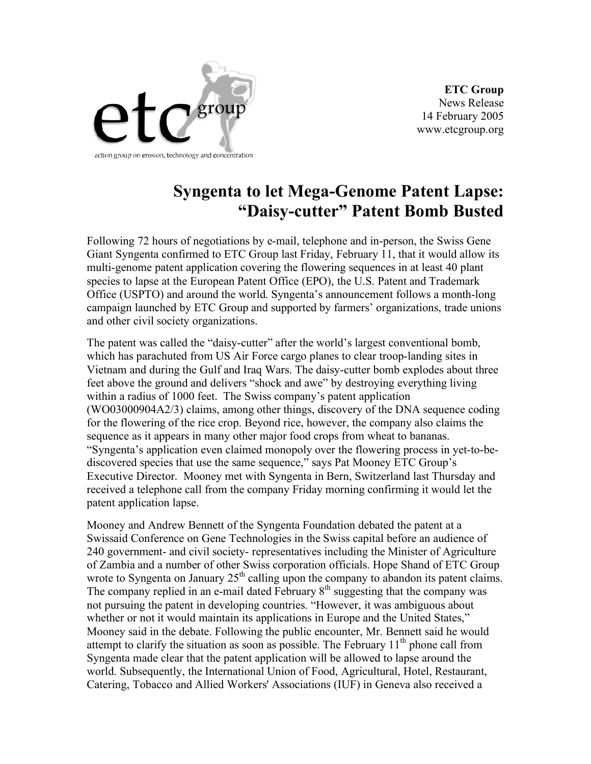ETC Group
News Release
14 February 2005
www.etcgroup.org

# Syngenta to let Mega-Genome Patent Lapse: "Daisy-cutter" Patent Bomb Busted

Following 72 hours of negotiations by e-mail, telephone and in-person, the Swiss Gene Giant Syngenta confirmed to ETC Group last Friday, February 11, that it would allow its multi-genome patent application covering the flowering sequences in at least 40 plant species to lapse at the European Patent Office (EPO), the U.S. Patent and Trademark Office (USPTO) and around the world. Syngenta's announcement follows a month-long campaign launched by ETC Group and supported by farmers' organizations, trade unions and other civil society organizations.

The patent was called the "daisy-cutter" after the world's largest conventional bomb, which has parachuted from US Air Force cargo planes to clear troop-landing sites in Vietnam and during the Gulf and Iraq Wars. The daisy-cutter bomb explodes about three feet above the ground and delivers "shock and awe" by destroying everything living within a radius of 1000 feet. The Swiss company's patent application (WO03000904A2/3) claims, among other things, discovery of the DNA sequence coding for the flowering of the rice crop. Beyond rice, however, the company also claims the sequence as it appears in many other major food crops from wheat to bananas. "Syngenta's application even claimed monopoly over the flowering process in yet-to-be-discovered species that use the same sequence," says Pat Mooney ETC Group's Executive Director. Mooney met with Syngenta in Bern, Switzerland last Thursday and received a telephone call from the company Friday morning confirming it would let the patent application lapse.

Mooney and Andrew Bennett of the Syngenta Foundation debated the patent at a Swissaid Conference on Gene Technologies in the Swiss capital before an audience of 240 government- and civil society- representatives including the Minister of Agriculture of Zambia and a number of other Swiss corporation officials. Hope Shand of ETC Group wrote to Syngenta on January 25th calling upon the company to abandon its patent claims. The company replied in an e-mail dated February 8th suggesting that the company was not pursuing the patent in developing countries. "However, it was ambiguous about whether or not it would maintain its applications in Europe and the United States," Mooney said in the debate. Following the public encounter, Mr. Bennett said he would attempt to clarify the situation as soon as possible. The February 11th phone call from Syngenta made clear that the patent application will be allowed to lapse around the world. Subsequently, the International Union of Food, Agricultural, Hotel, Restaurant, Catering, Tobacco and Allied Workers' Associations (IUF) in Geneva also received a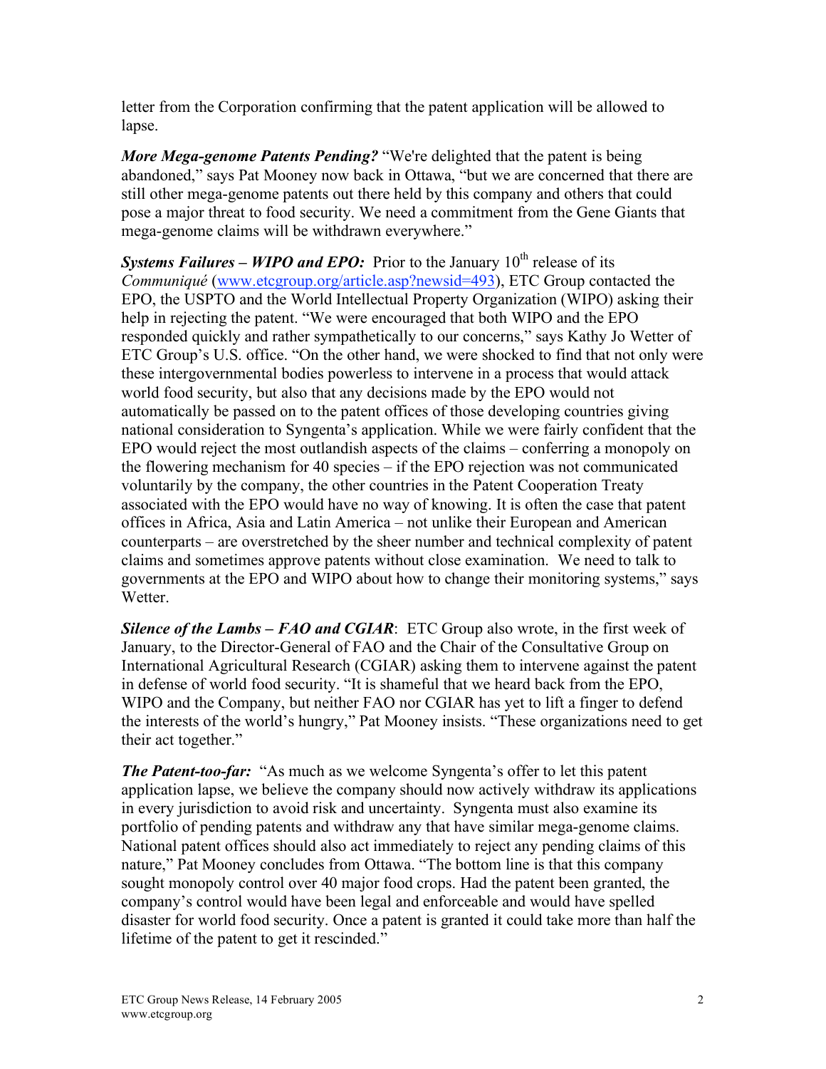letter from the Corporation confirming that the patent application will be allowed to lapse.

***More Mega-genome Patents Pending?*** "We're delighted that the patent is being abandoned," says Pat Mooney now back in Ottawa, "but we are concerned that there are still other mega-genome patents out there held by this company and others that could pose a major threat to food security. We need a commitment from the Gene Giants that mega-genome claims will be withdrawn everywhere."

***Systems Failures – WIPO and EPO:*** Prior to the January 10th release of its *Communiqué* (www.etcgroup.org/article.asp?newsid=493), ETC Group contacted the EPO, the USPTO and the World Intellectual Property Organization (WIPO) asking their help in rejecting the patent. "We were encouraged that both WIPO and the EPO responded quickly and rather sympathetically to our concerns," says Kathy Jo Wetter of ETC Group's U.S. office. "On the other hand, we were shocked to find that not only were these intergovernmental bodies powerless to intervene in a process that would attack world food security, but also that any decisions made by the EPO would not automatically be passed on to the patent offices of those developing countries giving national consideration to Syngenta's application. While we were fairly confident that the EPO would reject the most outlandish aspects of the claims – conferring a monopoly on the flowering mechanism for 40 species – if the EPO rejection was not communicated voluntarily by the company, the other countries in the Patent Cooperation Treaty associated with the EPO would have no way of knowing. It is often the case that patent offices in Africa, Asia and Latin America – not unlike their European and American counterparts – are overstretched by the sheer number and technical complexity of patent claims and sometimes approve patents without close examination. We need to talk to governments at the EPO and WIPO about how to change their monitoring systems," says Wetter.

***Silence of the Lambs – FAO and CGIAR***: ETC Group also wrote, in the first week of January, to the Director-General of FAO and the Chair of the Consultative Group on International Agricultural Research (CGIAR) asking them to intervene against the patent in defense of world food security. "It is shameful that we heard back from the EPO, WIPO and the Company, but neither FAO nor CGIAR has yet to lift a finger to defend the interests of the world's hungry," Pat Mooney insists. "These organizations need to get their act together."

***The Patent-too-far:*** "As much as we welcome Syngenta's offer to let this patent application lapse, we believe the company should now actively withdraw its applications in every jurisdiction to avoid risk and uncertainty. Syngenta must also examine its portfolio of pending patents and withdraw any that have similar mega-genome claims. National patent offices should also act immediately to reject any pending claims of this nature," Pat Mooney concludes from Ottawa. "The bottom line is that this company sought monopoly control over 40 major food crops. Had the patent been granted, the company's control would have been legal and enforceable and would have spelled disaster for world food security. Once a patent is granted it could take more than half the lifetime of the patent to get it rescinded."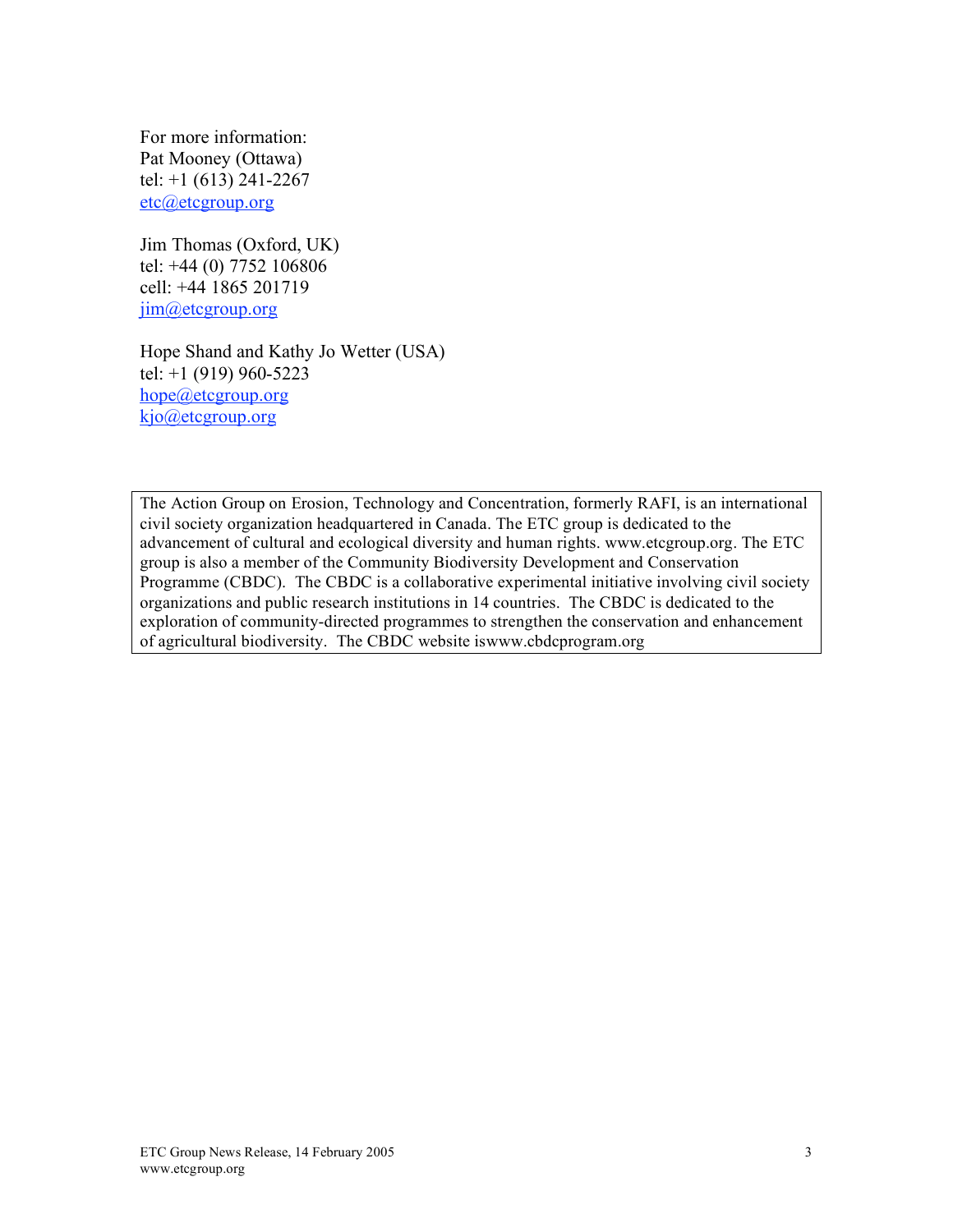For more information:
Pat Mooney (Ottawa)
tel: +1 (613) 241-2267
etc@etcgroup.org

Jim Thomas (Oxford, UK)
tel: +44 (0) 7752 106806
cell: +44 1865 201719
jim@etcgroup.org

Hope Shand and Kathy Jo Wetter (USA)
tel: +1 (919) 960-5223
hope@etcgroup.org
kjo@etcgroup.org

The Action Group on Erosion, Technology and Concentration, formerly RAFI, is an international civil society organization headquartered in Canada. The ETC group is dedicated to the advancement of cultural and ecological diversity and human rights. www.etcgroup.org. The ETC group is also a member of the Community Biodiversity Development and Conservation Programme (CBDC). The CBDC is a collaborative experimental initiative involving civil society organizations and public research institutions in 14 countries. The CBDC is dedicated to the exploration of community-directed programmes to strengthen the conservation and enhancement of agricultural biodiversity. The CBDC website iswww.cbdcprogram.org